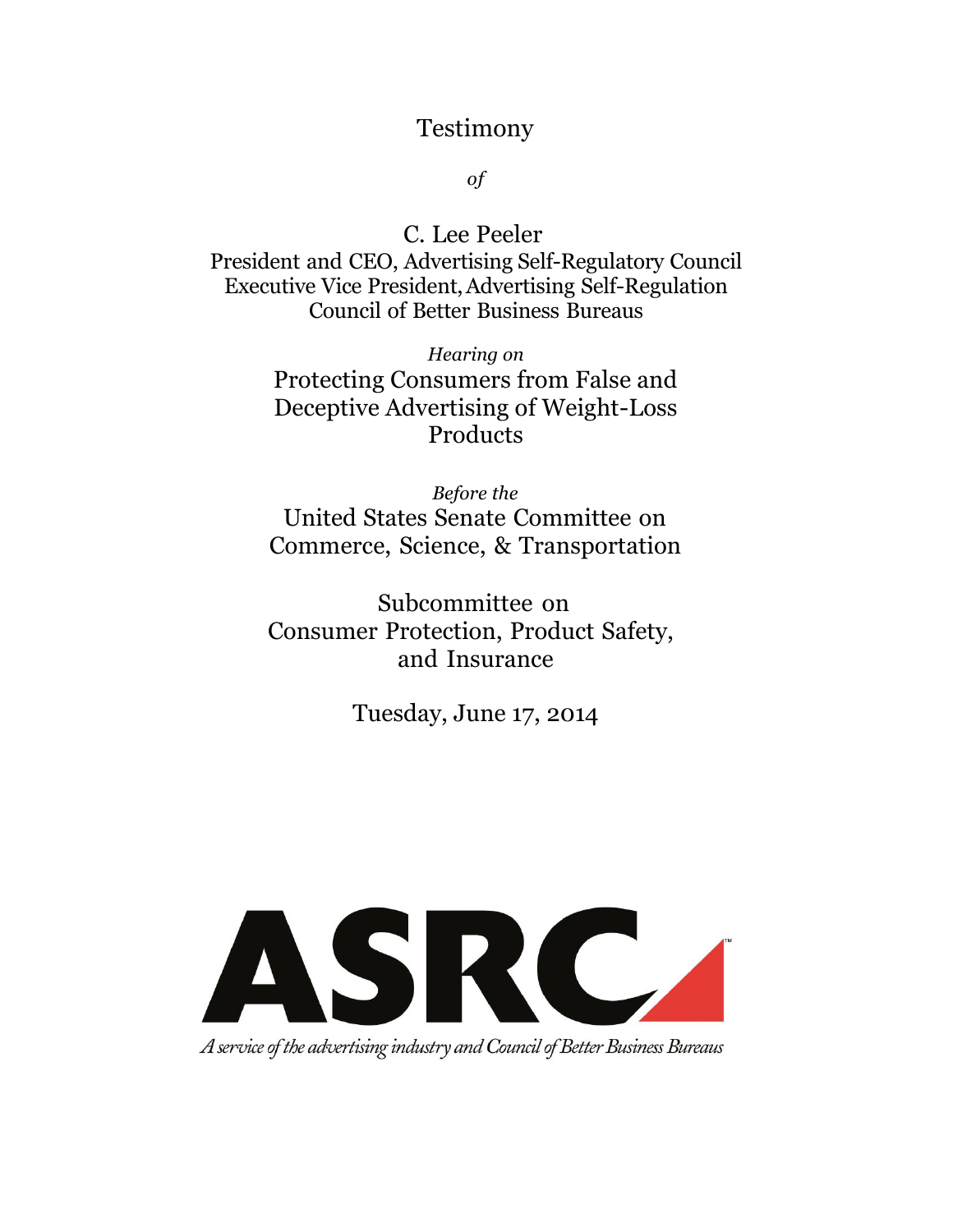# Testimony

*of*

C. Lee Peeler
President and CEO, Advertising Self-Regulatory Council
Executive Vice President, Advertising Self-Regulation
Council of Better Business Bureaus

*Hearing on*

## Protecting Consumers from False and Deceptive Advertising of Weight-Loss Products

*Before the*

United States Senate Committee on Commerce, Science, & Transportation

Subcommittee on Consumer Protection, Product Safety, and Insurance

Tuesday, June 17, 2014

ASRC™

*A service of the advertising industry and Council of Better Business Bureaus*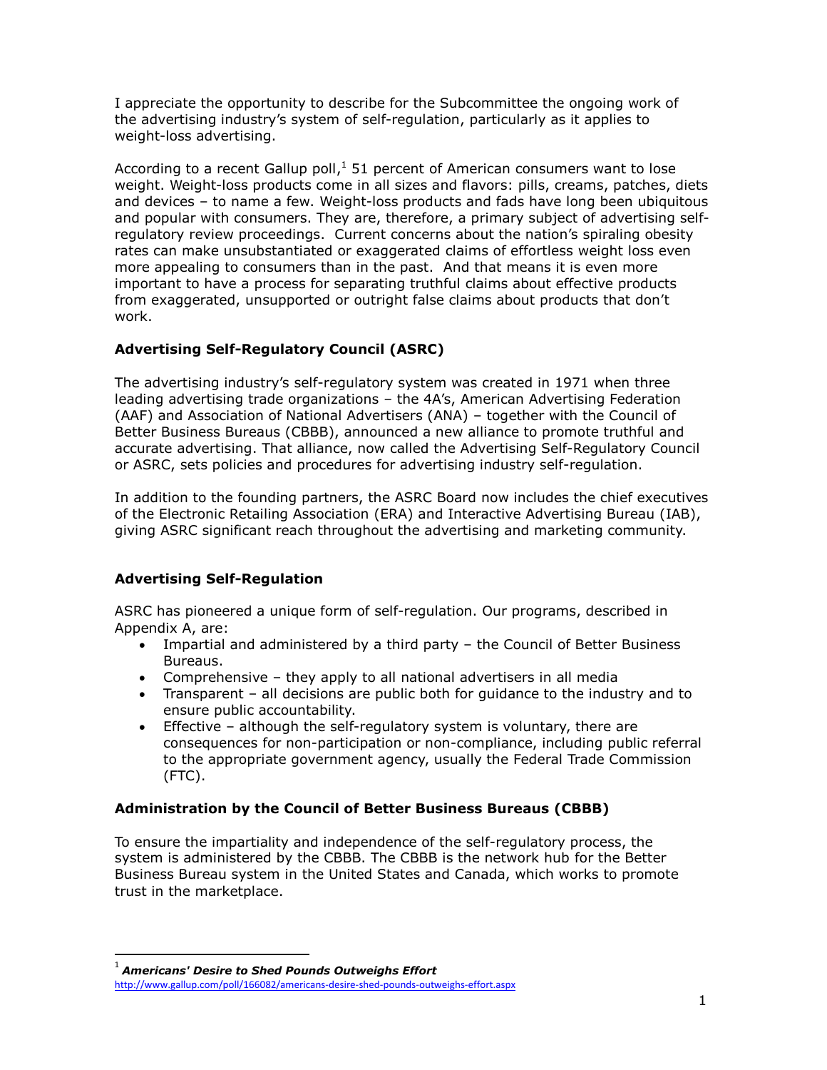I appreciate the opportunity to describe for the Subcommittee the ongoing work of the advertising industry's system of self-regulation, particularly as it applies to weight-loss advertising.

According to a recent Gallup poll,[1] 51 percent of American consumers want to lose weight. Weight-loss products come in all sizes and flavors: pills, creams, patches, diets and devices – to name a few. Weight-loss products and fads have long been ubiquitous and popular with consumers. They are, therefore, a primary subject of advertising self-regulatory review proceedings. Current concerns about the nation's spiraling obesity rates can make unsubstantiated or exaggerated claims of effortless weight loss even more appealing to consumers than in the past. And that means it is even more important to have a process for separating truthful claims about effective products from exaggerated, unsupported or outright false claims about products that don't work.

**Advertising Self-Regulatory Council (ASRC)**

The advertising industry's self-regulatory system was created in 1971 when three leading advertising trade organizations – the 4A's, American Advertising Federation (AAF) and Association of National Advertisers (ANA) – together with the Council of Better Business Bureaus (CBBB), announced a new alliance to promote truthful and accurate advertising. That alliance, now called the Advertising Self-Regulatory Council or ASRC, sets policies and procedures for advertising industry self-regulation.

In addition to the founding partners, the ASRC Board now includes the chief executives of the Electronic Retailing Association (ERA) and Interactive Advertising Bureau (IAB), giving ASRC significant reach throughout the advertising and marketing community.

**Advertising Self-Regulation**

ASRC has pioneered a unique form of self-regulation. Our programs, described in Appendix A, are:

- Impartial and administered by a third party – the Council of Better Business Bureaus.
- Comprehensive – they apply to all national advertisers in all media
- Transparent – all decisions are public both for guidance to the industry and to ensure public accountability.
- Effective – although the self-regulatory system is voluntary, there are consequences for non-participation or non-compliance, including public referral to the appropriate government agency, usually the Federal Trade Commission (FTC).

**Administration by the Council of Better Business Bureaus (CBBB)**

To ensure the impartiality and independence of the self-regulatory process, the system is administered by the CBBB. The CBBB is the network hub for the Better Business Bureau system in the United States and Canada, which works to promote trust in the marketplace.

---

[1] ***Americans' Desire to Shed Pounds Outweighs Effort***
http://www.gallup.com/poll/166082/americans-desire-shed-pounds-outweighs-effort.aspx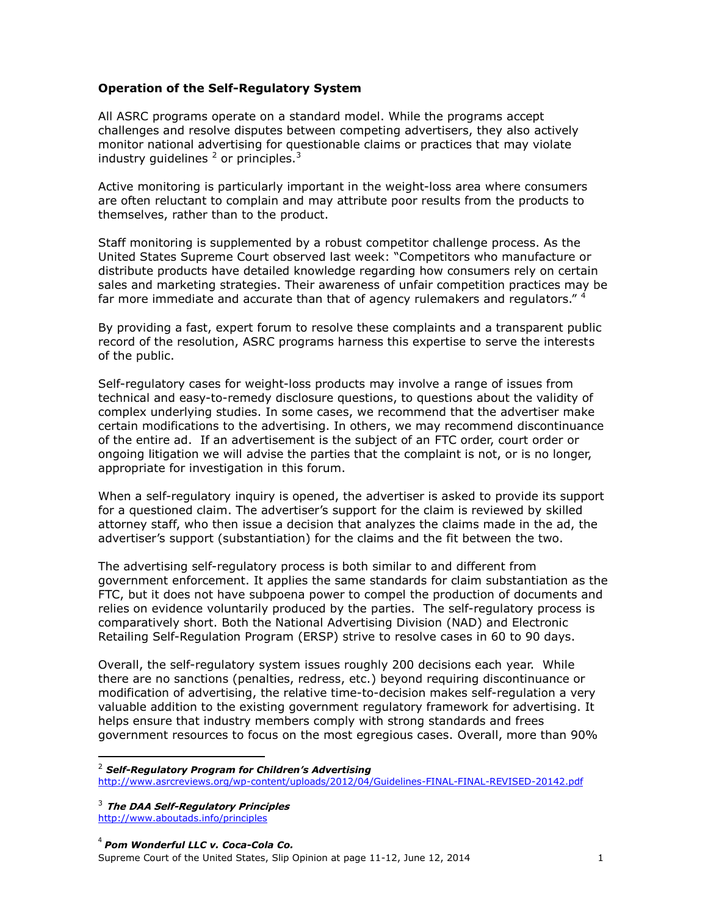**Operation of the Self-Regulatory System**

All ASRC programs operate on a standard model. While the programs accept challenges and resolve disputes between competing advertisers, they also actively monitor national advertising for questionable claims or practices that may violate industry guidelines [2] or principles.[3]

Active monitoring is particularly important in the weight-loss area where consumers are often reluctant to complain and may attribute poor results from the products to themselves, rather than to the product.

Staff monitoring is supplemented by a robust competitor challenge process. As the United States Supreme Court observed last week: "Competitors who manufacture or distribute products have detailed knowledge regarding how consumers rely on certain sales and marketing strategies. Their awareness of unfair competition practices may be far more immediate and accurate than that of agency rulemakers and regulators." [4]

By providing a fast, expert forum to resolve these complaints and a transparent public record of the resolution, ASRC programs harness this expertise to serve the interests of the public.

Self-regulatory cases for weight-loss products may involve a range of issues from technical and easy-to-remedy disclosure questions, to questions about the validity of complex underlying studies. In some cases, we recommend that the advertiser make certain modifications to the advertising. In others, we may recommend discontinuance of the entire ad. If an advertisement is the subject of an FTC order, court order or ongoing litigation we will advise the parties that the complaint is not, or is no longer, appropriate for investigation in this forum.

When a self-regulatory inquiry is opened, the advertiser is asked to provide its support for a questioned claim. The advertiser's support for the claim is reviewed by skilled attorney staff, who then issue a decision that analyzes the claims made in the ad, the advertiser's support (substantiation) for the claims and the fit between the two.

The advertising self-regulatory process is both similar to and different from government enforcement. It applies the same standards for claim substantiation as the FTC, but it does not have subpoena power to compel the production of documents and relies on evidence voluntarily produced by the parties. The self-regulatory process is comparatively short. Both the National Advertising Division (NAD) and Electronic Retailing Self-Regulation Program (ERSP) strive to resolve cases in 60 to 90 days.

Overall, the self-regulatory system issues roughly 200 decisions each year. While there are no sanctions (penalties, redress, etc.) beyond requiring discontinuance or modification of advertising, the relative time-to-decision makes self-regulation a very valuable addition to the existing government regulatory framework for advertising. It helps ensure that industry members comply with strong standards and frees government resources to focus on the most egregious cases. Overall, more than 90%

---

[2] ***Self-Regulatory Program for Children's Advertising***
http://www.asrcreviews.org/wp-content/uploads/2012/04/Guidelines-FINAL-FINAL-REVISED-20142.pdf

[3] ***The DAA Self-Regulatory Principles***
http://www.aboutads.info/principles

[4] ***Pom Wonderful LLC v. Coca-Cola Co.***
Supreme Court of the United States, Slip Opinion at page 11-12, June 12, 2014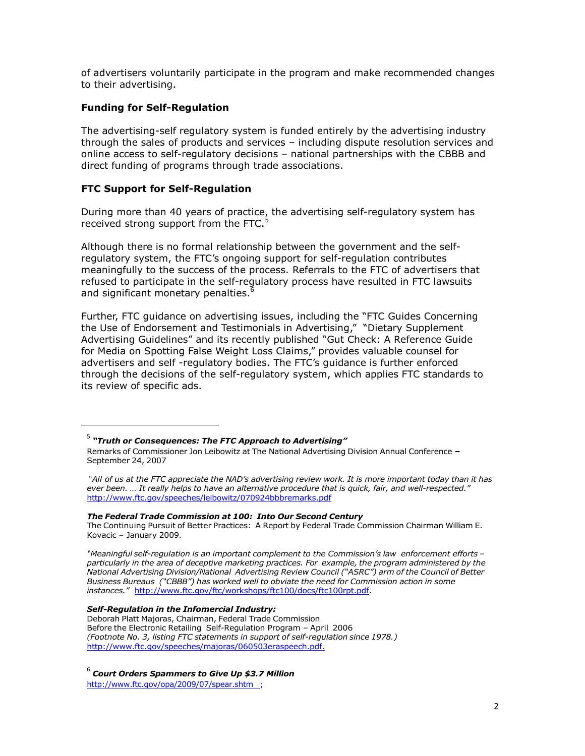of advertisers voluntarily participate in the program and make recommended changes to their advertising.

**Funding for Self-Regulation**

The advertising-self regulatory system is funded entirely by the advertising industry through the sales of products and services – including dispute resolution services and online access to self-regulatory decisions – national partnerships with the CBBB and direct funding of programs through trade associations.

**FTC Support for Self-Regulation**

During more than 40 years of practice, the advertising self-regulatory system has received strong support from the FTC.[5]

Although there is no formal relationship between the government and the self-regulatory system, the FTC's ongoing support for self-regulation contributes meaningfully to the success of the process. Referrals to the FTC of advertisers that refused to participate in the self-regulatory process have resulted in FTC lawsuits and significant monetary penalties.[6]

Further, FTC guidance on advertising issues, including the "FTC Guides Concerning the Use of Endorsement and Testimonials in Advertising," "Dietary Supplement Advertising Guidelines" and its recently published "Gut Check: A Reference Guide for Media on Spotting False Weight Loss Claims," provides valuable counsel for advertisers and self -regulatory bodies. The FTC's guidance is further enforced through the decisions of the self-regulatory system, which applies FTC standards to its review of specific ads.

---

[5] ***"Truth or Consequences: The FTC Approach to Advertising"***

Remarks of Commissioner Jon Leibowitz at The National Advertising Division Annual Conference **–** September 24, 2007

*"All of us at the FTC appreciate the NAD's advertising review work. It is more important today than it has ever been. … It really helps to have an alternative procedure that is quick, fair, and well-respected."* http://www.ftc.gov/speeches/leibowitz/070924bbbremarks.pdf

***The Federal Trade Commission at 100: Into Our Second Century***

The Continuing Pursuit of Better Practices: A Report by Federal Trade Commission Chairman William E. Kovacic – January 2009.

*"Meaningful self-regulation is an important complement to the Commission's law enforcement efforts – particularly in the area of deceptive marketing practices. For example, the program administered by the National Advertising Division/National Advertising Review Council ("ASRC") arm of the Council of Better Business Bureaus ("CBBB") has worked well to obviate the need for Commission action in some instances."* http://www.ftc.gov/ftc/workshops/ftc100/docs/ftc100rpt.pdf.

***Self-Regulation in the Infomercial Industry:***

Deborah Platt Majoras, Chairman, Federal Trade Commission
Before the Electronic Retailing Self-Regulation Program – April 2006
*(Footnote No. 3, listing FTC statements in support of self-regulation since 1978.)*
http://www.ftc.gov/speeches/majoras/060503eraspeech.pdf.

[6] ***Court Orders Spammers to Give Up $3.7 Million***
http://www.ftc.gov/opa/2009/07/spear.shtm ;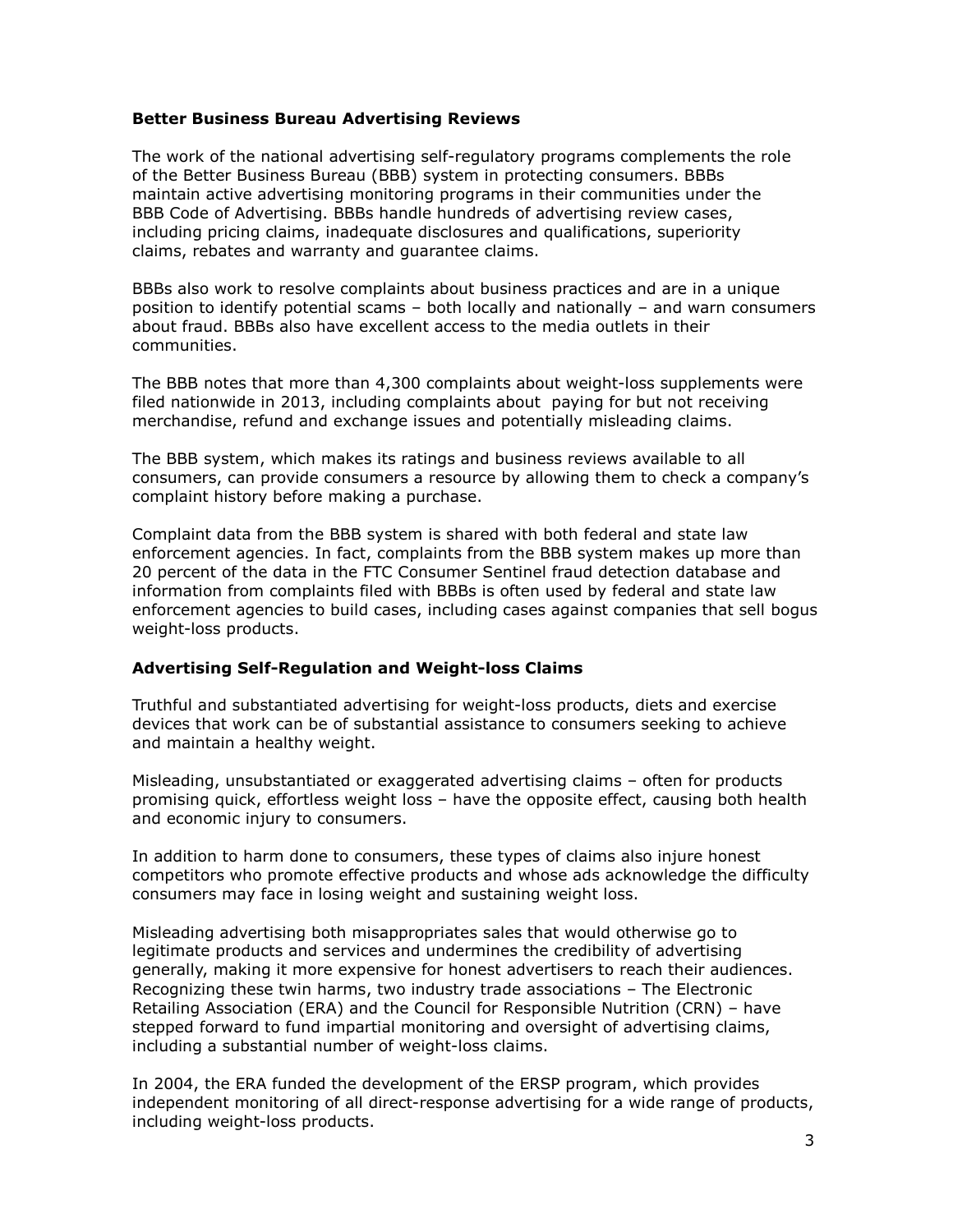**Better Business Bureau Advertising Reviews**

The work of the national advertising self-regulatory programs complements the role of the Better Business Bureau (BBB) system in protecting consumers. BBBs maintain active advertising monitoring programs in their communities under the BBB Code of Advertising. BBBs handle hundreds of advertising review cases, including pricing claims, inadequate disclosures and qualifications, superiority claims, rebates and warranty and guarantee claims.

BBBs also work to resolve complaints about business practices and are in a unique position to identify potential scams – both locally and nationally – and warn consumers about fraud. BBBs also have excellent access to the media outlets in their communities.

The BBB notes that more than 4,300 complaints about weight-loss supplements were filed nationwide in 2013, including complaints about paying for but not receiving merchandise, refund and exchange issues and potentially misleading claims.

The BBB system, which makes its ratings and business reviews available to all consumers, can provide consumers a resource by allowing them to check a company's complaint history before making a purchase.

Complaint data from the BBB system is shared with both federal and state law enforcement agencies. In fact, complaints from the BBB system makes up more than 20 percent of the data in the FTC Consumer Sentinel fraud detection database and information from complaints filed with BBBs is often used by federal and state law enforcement agencies to build cases, including cases against companies that sell bogus weight-loss products.

**Advertising Self-Regulation and Weight-loss Claims**

Truthful and substantiated advertising for weight-loss products, diets and exercise devices that work can be of substantial assistance to consumers seeking to achieve and maintain a healthy weight.

Misleading, unsubstantiated or exaggerated advertising claims – often for products promising quick, effortless weight loss – have the opposite effect, causing both health and economic injury to consumers.

In addition to harm done to consumers, these types of claims also injure honest competitors who promote effective products and whose ads acknowledge the difficulty consumers may face in losing weight and sustaining weight loss.

Misleading advertising both misappropriates sales that would otherwise go to legitimate products and services and undermines the credibility of advertising generally, making it more expensive for honest advertisers to reach their audiences. Recognizing these twin harms, two industry trade associations – The Electronic Retailing Association (ERA) and the Council for Responsible Nutrition (CRN) – have stepped forward to fund impartial monitoring and oversight of advertising claims, including a substantial number of weight-loss claims.

In 2004, the ERA funded the development of the ERSP program, which provides independent monitoring of all direct-response advertising for a wide range of products, including weight-loss products.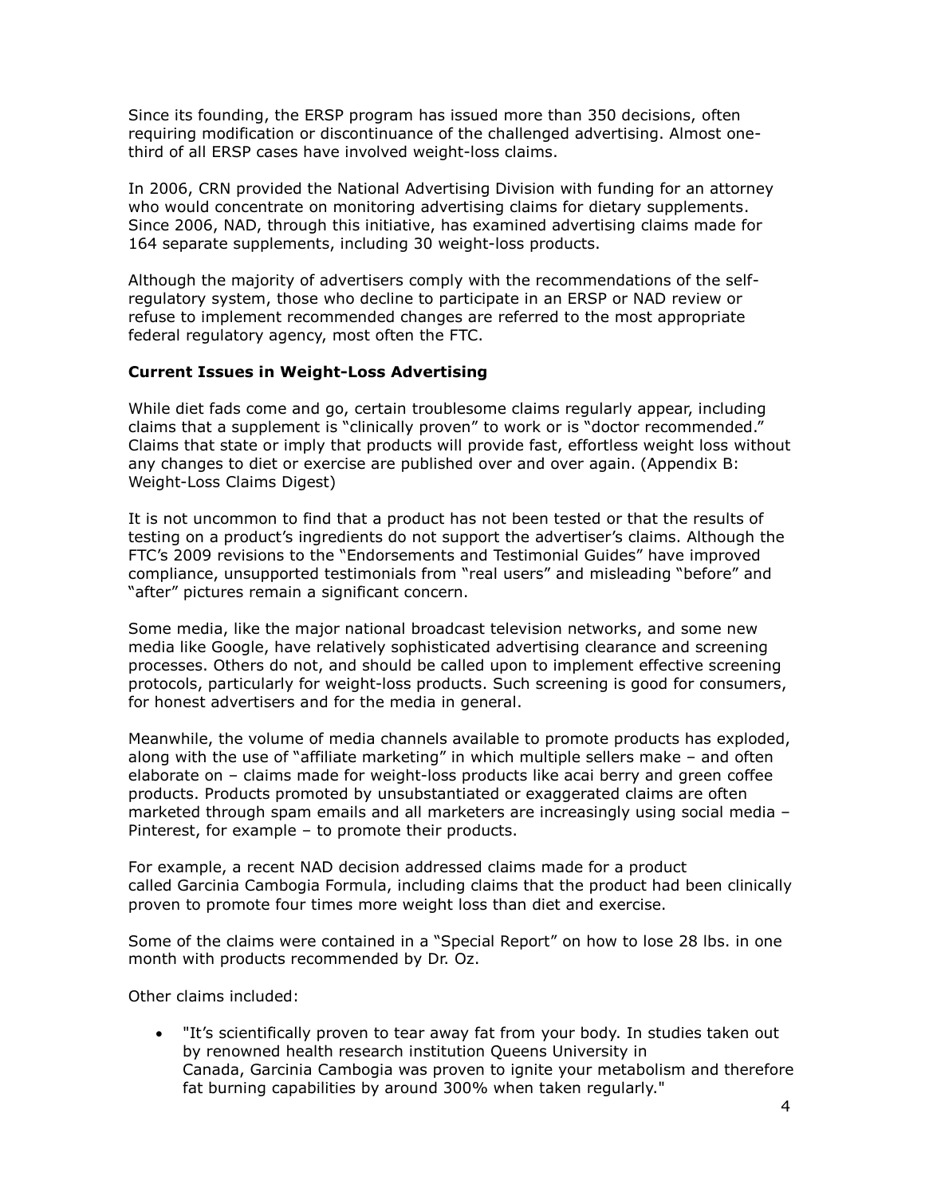Since its founding, the ERSP program has issued more than 350 decisions, often requiring modification or discontinuance of the challenged advertising. Almost one-third of all ERSP cases have involved weight-loss claims.

In 2006, CRN provided the National Advertising Division with funding for an attorney who would concentrate on monitoring advertising claims for dietary supplements. Since 2006, NAD, through this initiative, has examined advertising claims made for 164 separate supplements, including 30 weight-loss products.

Although the majority of advertisers comply with the recommendations of the self-regulatory system, those who decline to participate in an ERSP or NAD review or refuse to implement recommended changes are referred to the most appropriate federal regulatory agency, most often the FTC.

**Current Issues in Weight-Loss Advertising**

While diet fads come and go, certain troublesome claims regularly appear, including claims that a supplement is "clinically proven" to work or is "doctor recommended." Claims that state or imply that products will provide fast, effortless weight loss without any changes to diet or exercise are published over and over again. (Appendix B: Weight-Loss Claims Digest)

It is not uncommon to find that a product has not been tested or that the results of testing on a product's ingredients do not support the advertiser's claims. Although the FTC's 2009 revisions to the "Endorsements and Testimonial Guides" have improved compliance, unsupported testimonials from "real users" and misleading "before" and "after" pictures remain a significant concern.

Some media, like the major national broadcast television networks, and some new media like Google, have relatively sophisticated advertising clearance and screening processes. Others do not, and should be called upon to implement effective screening protocols, particularly for weight-loss products. Such screening is good for consumers, for honest advertisers and for the media in general.

Meanwhile, the volume of media channels available to promote products has exploded, along with the use of "affiliate marketing" in which multiple sellers make – and often elaborate on – claims made for weight-loss products like acai berry and green coffee products. Products promoted by unsubstantiated or exaggerated claims are often marketed through spam emails and all marketers are increasingly using social media – Pinterest, for example – to promote their products.

For example, a recent NAD decision addressed claims made for a product called Garcinia Cambogia Formula, including claims that the product had been clinically proven to promote four times more weight loss than diet and exercise.

Some of the claims were contained in a "Special Report" on how to lose 28 lbs. in one month with products recommended by Dr. Oz.

Other claims included:

- "It's scientifically proven to tear away fat from your body. In studies taken out by renowned health research institution Queens University in Canada, Garcinia Cambogia was proven to ignite your metabolism and therefore fat burning capabilities by around 300% when taken regularly."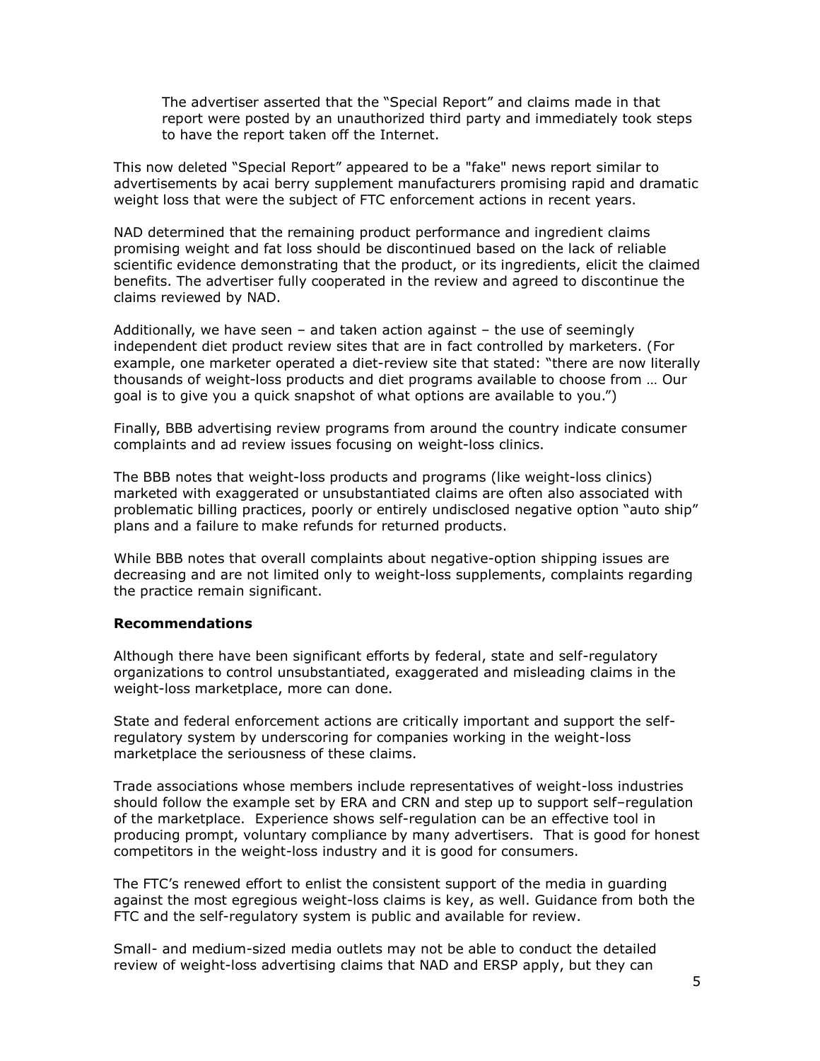> The advertiser asserted that the "Special Report" and claims made in that report were posted by an unauthorized third party and immediately took steps to have the report taken off the Internet.

This now deleted "Special Report" appeared to be a "fake" news report similar to advertisements by acai berry supplement manufacturers promising rapid and dramatic weight loss that were the subject of FTC enforcement actions in recent years.

NAD determined that the remaining product performance and ingredient claims promising weight and fat loss should be discontinued based on the lack of reliable scientific evidence demonstrating that the product, or its ingredients, elicit the claimed benefits. The advertiser fully cooperated in the review and agreed to discontinue the claims reviewed by NAD.

Additionally, we have seen – and taken action against – the use of seemingly independent diet product review sites that are in fact controlled by marketers. (For example, one marketer operated a diet-review site that stated: "there are now literally thousands of weight-loss products and diet programs available to choose from … Our goal is to give you a quick snapshot of what options are available to you.")

Finally, BBB advertising review programs from around the country indicate consumer complaints and ad review issues focusing on weight-loss clinics.

The BBB notes that weight-loss products and programs (like weight-loss clinics) marketed with exaggerated or unsubstantiated claims are often also associated with problematic billing practices, poorly or entirely undisclosed negative option "auto ship" plans and a failure to make refunds for returned products.

While BBB notes that overall complaints about negative-option shipping issues are decreasing and are not limited only to weight-loss supplements, complaints regarding the practice remain significant.

**Recommendations**

Although there have been significant efforts by federal, state and self-regulatory organizations to control unsubstantiated, exaggerated and misleading claims in the weight-loss marketplace, more can done.

State and federal enforcement actions are critically important and support the self-regulatory system by underscoring for companies working in the weight-loss marketplace the seriousness of these claims.

Trade associations whose members include representatives of weight-loss industries should follow the example set by ERA and CRN and step up to support self–regulation of the marketplace. Experience shows self-regulation can be an effective tool in producing prompt, voluntary compliance by many advertisers. That is good for honest competitors in the weight-loss industry and it is good for consumers.

The FTC's renewed effort to enlist the consistent support of the media in guarding against the most egregious weight-loss claims is key, as well. Guidance from both the FTC and the self-regulatory system is public and available for review.

Small- and medium-sized media outlets may not be able to conduct the detailed review of weight-loss advertising claims that NAD and ERSP apply, but they can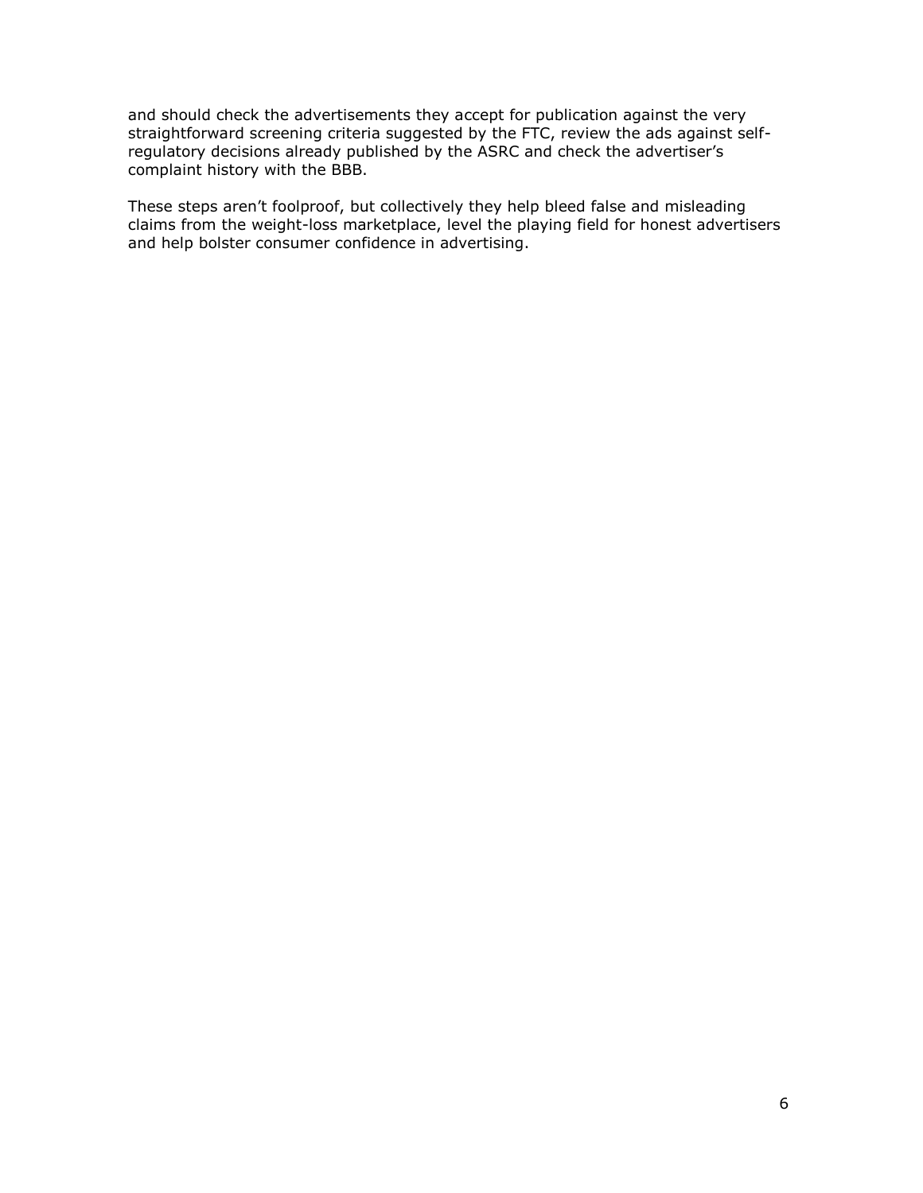and should check the advertisements they accept for publication against the very straightforward screening criteria suggested by the FTC, review the ads against self-regulatory decisions already published by the ASRC and check the advertiser's complaint history with the BBB.

These steps aren't foolproof, but collectively they help bleed false and misleading claims from the weight-loss marketplace, level the playing field for honest advertisers and help bolster consumer confidence in advertising.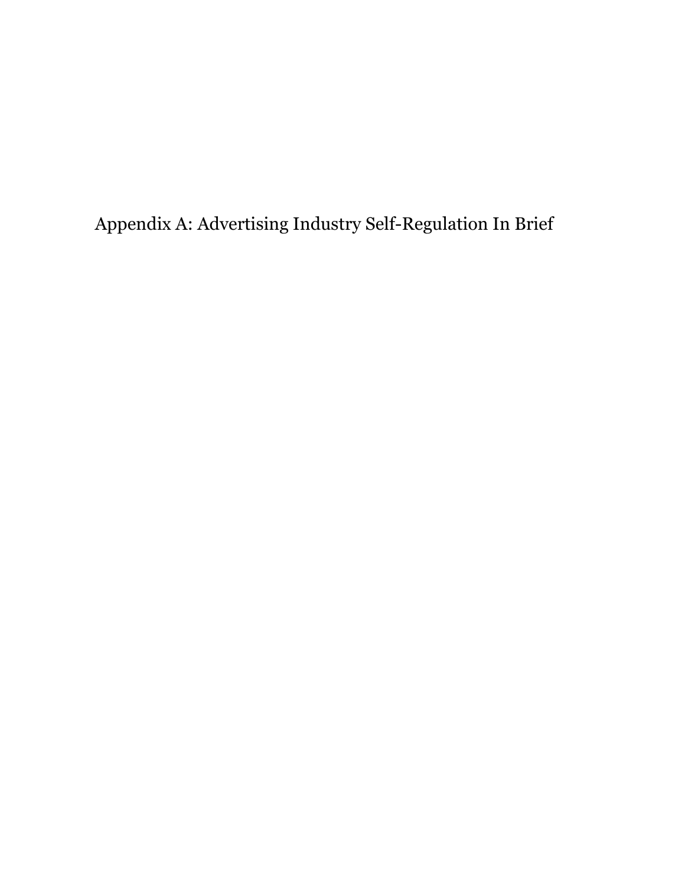# Appendix A: Advertising Industry Self-Regulation In Brief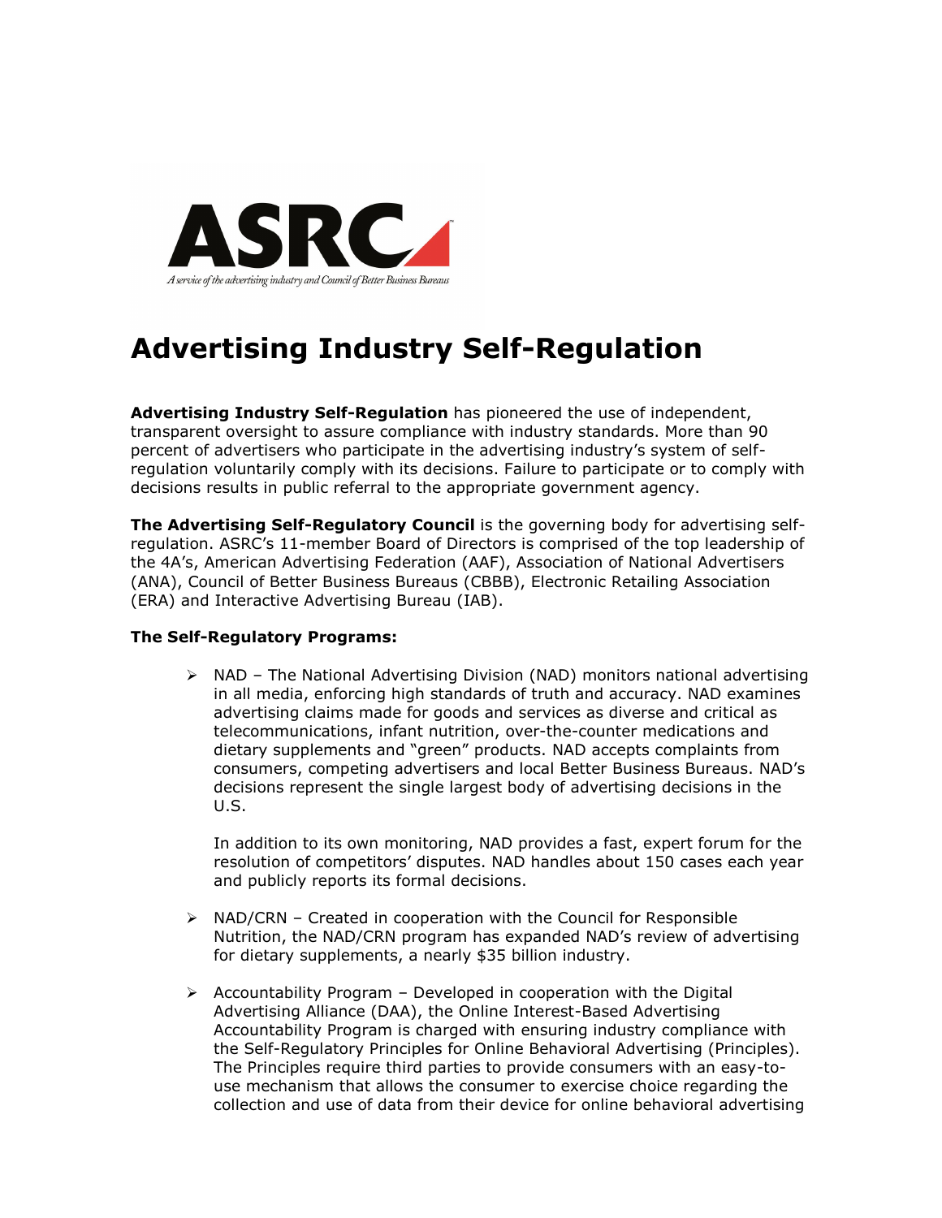ASRC

*A service of the advertising industry and Council of Better Business Bureaus*

# Advertising Industry Self-Regulation

**Advertising Industry Self-Regulation** has pioneered the use of independent, transparent oversight to assure compliance with industry standards. More than 90 percent of advertisers who participate in the advertising industry's system of self-regulation voluntarily comply with its decisions. Failure to participate or to comply with decisions results in public referral to the appropriate government agency.

**The Advertising Self-Regulatory Council** is the governing body for advertising self-regulation. ASRC's 11-member Board of Directors is comprised of the top leadership of the 4A's, American Advertising Federation (AAF), Association of National Advertisers (ANA), Council of Better Business Bureaus (CBBB), Electronic Retailing Association (ERA) and Interactive Advertising Bureau (IAB).

**The Self-Regulatory Programs:**

- NAD – The National Advertising Division (NAD) monitors national advertising in all media, enforcing high standards of truth and accuracy. NAD examines advertising claims made for goods and services as diverse and critical as telecommunications, infant nutrition, over-the-counter medications and dietary supplements and "green" products. NAD accepts complaints from consumers, competing advertisers and local Better Business Bureaus. NAD's decisions represent the single largest body of advertising decisions in the U.S.

  In addition to its own monitoring, NAD provides a fast, expert forum for the resolution of competitors' disputes. NAD handles about 150 cases each year and publicly reports its formal decisions.

- NAD/CRN – Created in cooperation with the Council for Responsible Nutrition, the NAD/CRN program has expanded NAD's review of advertising for dietary supplements, a nearly $35 billion industry.

- Accountability Program – Developed in cooperation with the Digital Advertising Alliance (DAA), the Online Interest-Based Advertising Accountability Program is charged with ensuring industry compliance with the Self-Regulatory Principles for Online Behavioral Advertising (Principles). The Principles require third parties to provide consumers with an easy-to-use mechanism that allows the consumer to exercise choice regarding the collection and use of data from their device for online behavioral advertising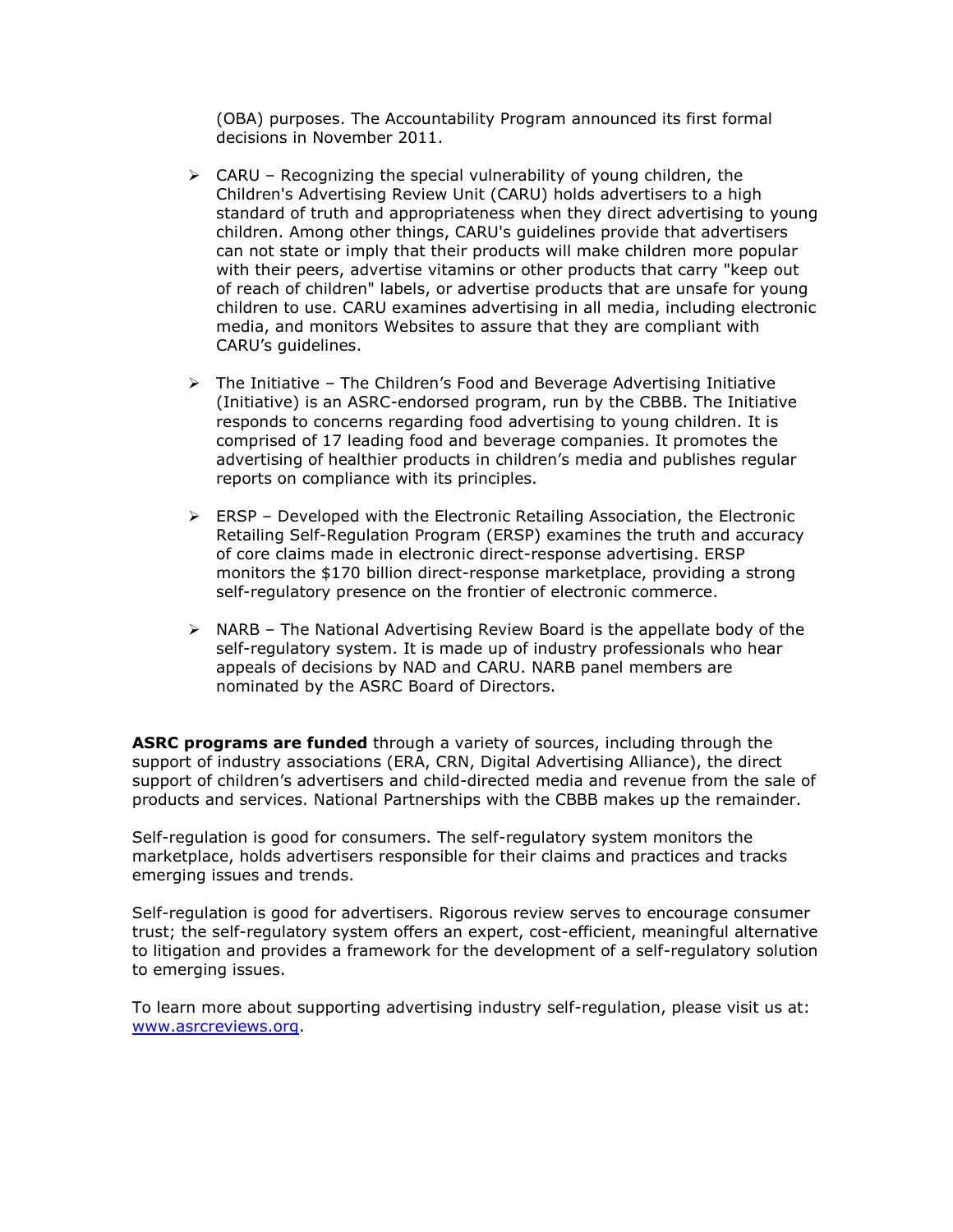(OBA) purposes. The Accountability Program announced its first formal decisions in November 2011.

- CARU – Recognizing the special vulnerability of young children, the Children's Advertising Review Unit (CARU) holds advertisers to a high standard of truth and appropriateness when they direct advertising to young children. Among other things, CARU's guidelines provide that advertisers can not state or imply that their products will make children more popular with their peers, advertise vitamins or other products that carry "keep out of reach of children" labels, or advertise products that are unsafe for young children to use. CARU examines advertising in all media, including electronic media, and monitors Websites to assure that they are compliant with CARU's guidelines.

- The Initiative – The Children's Food and Beverage Advertising Initiative (Initiative) is an ASRC-endorsed program, run by the CBBB. The Initiative responds to concerns regarding food advertising to young children. It is comprised of 17 leading food and beverage companies. It promotes the advertising of healthier products in children's media and publishes regular reports on compliance with its principles.

- ERSP – Developed with the Electronic Retailing Association, the Electronic Retailing Self-Regulation Program (ERSP) examines the truth and accuracy of core claims made in electronic direct-response advertising. ERSP monitors the $170 billion direct-response marketplace, providing a strong self-regulatory presence on the frontier of electronic commerce.

- NARB – The National Advertising Review Board is the appellate body of the self-regulatory system. It is made up of industry professionals who hear appeals of decisions by NAD and CARU. NARB panel members are nominated by the ASRC Board of Directors.

**ASRC programs are funded** through a variety of sources, including through the support of industry associations (ERA, CRN, Digital Advertising Alliance), the direct support of children's advertisers and child-directed media and revenue from the sale of products and services. National Partnerships with the CBBB makes up the remainder.

Self-regulation is good for consumers. The self-regulatory system monitors the marketplace, holds advertisers responsible for their claims and practices and tracks emerging issues and trends.

Self-regulation is good for advertisers. Rigorous review serves to encourage consumer trust; the self-regulatory system offers an expert, cost-efficient, meaningful alternative to litigation and provides a framework for the development of a self-regulatory solution to emerging issues.

To learn more about supporting advertising industry self-regulation, please visit us at: [www.asrcreviews.org](http://www.asrcreviews.org).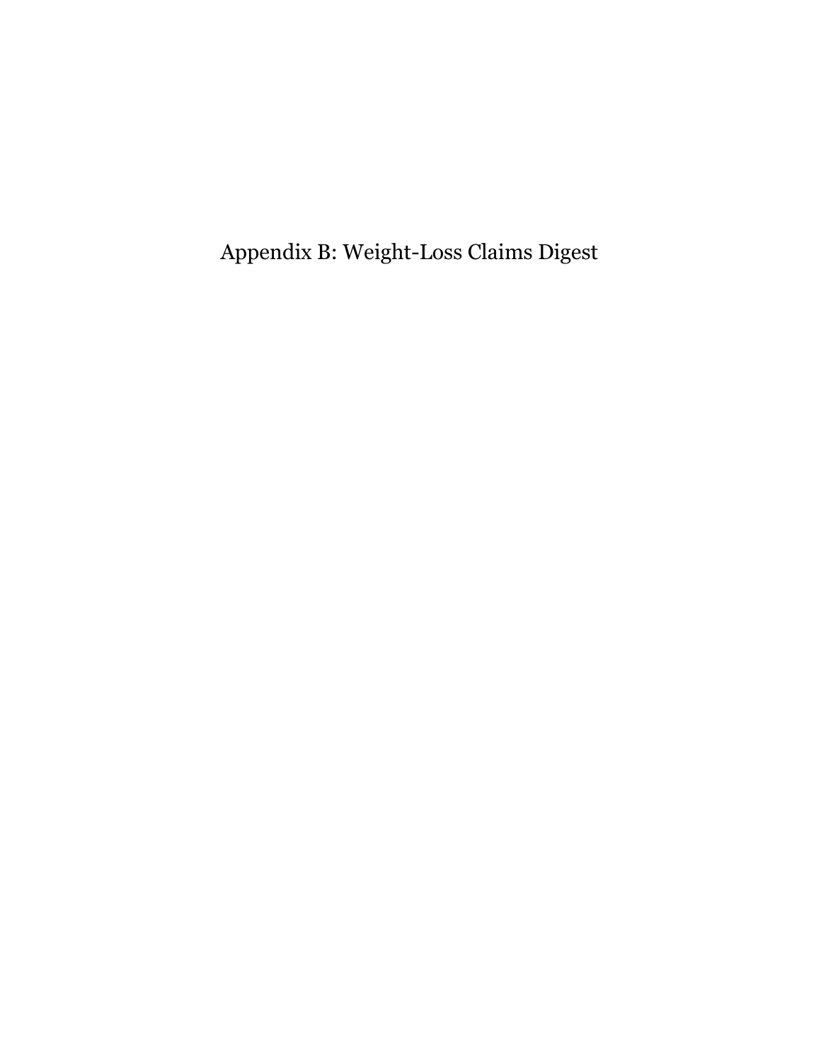# Appendix B: Weight-Loss Claims Digest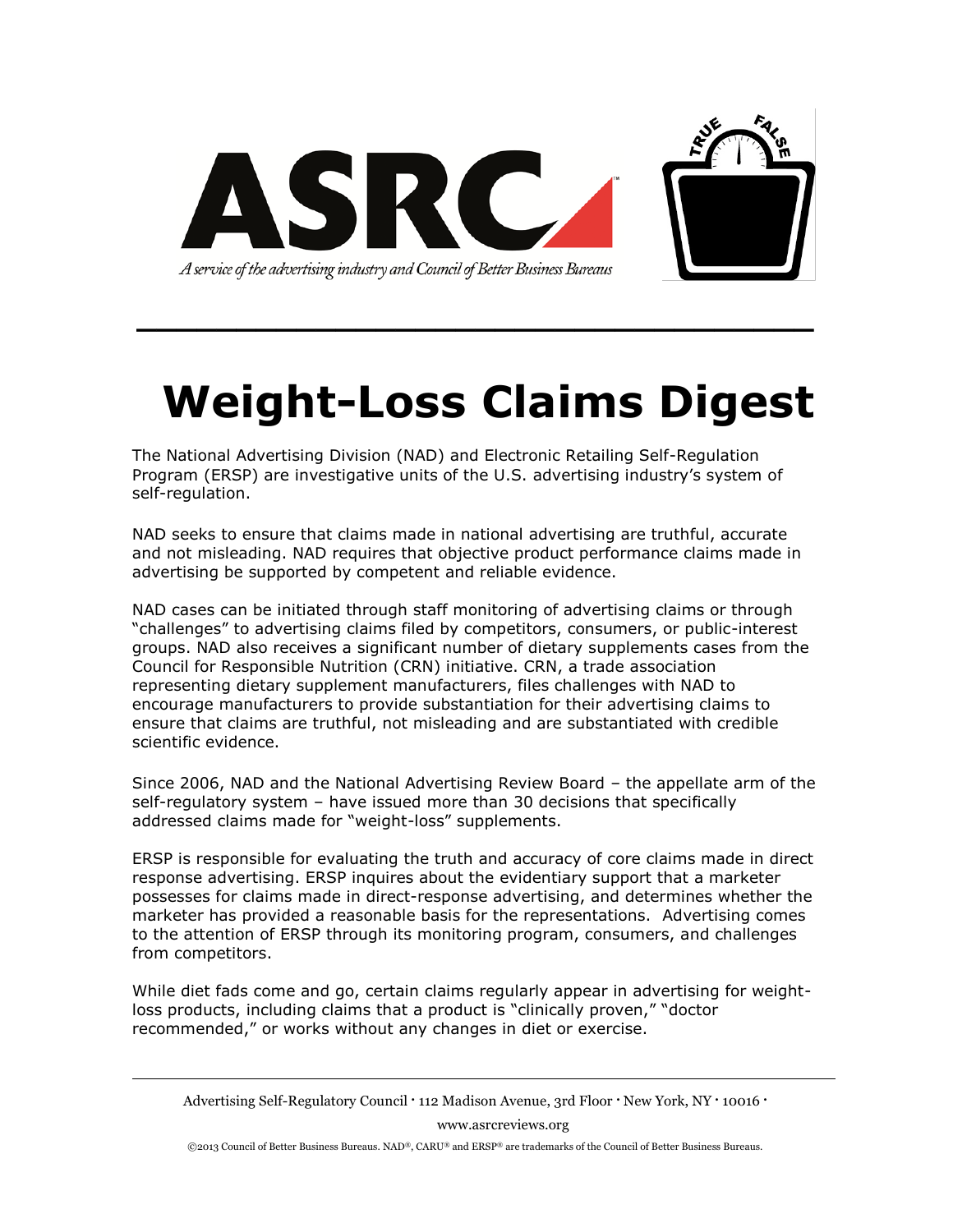# Weight-Loss Claims Digest

The National Advertising Division (NAD) and Electronic Retailing Self-Regulation Program (ERSP) are investigative units of the U.S. advertising industry's system of self-regulation.

NAD seeks to ensure that claims made in national advertising are truthful, accurate and not misleading. NAD requires that objective product performance claims made in advertising be supported by competent and reliable evidence.

NAD cases can be initiated through staff monitoring of advertising claims or through "challenges" to advertising claims filed by competitors, consumers, or public-interest groups. NAD also receives a significant number of dietary supplements cases from the Council for Responsible Nutrition (CRN) initiative. CRN, a trade association representing dietary supplement manufacturers, files challenges with NAD to encourage manufacturers to provide substantiation for their advertising claims to ensure that claims are truthful, not misleading and are substantiated with credible scientific evidence.

Since 2006, NAD and the National Advertising Review Board – the appellate arm of the self-regulatory system – have issued more than 30 decisions that specifically addressed claims made for "weight-loss" supplements.

ERSP is responsible for evaluating the truth and accuracy of core claims made in direct response advertising. ERSP inquires about the evidentiary support that a marketer possesses for claims made in direct-response advertising, and determines whether the marketer has provided a reasonable basis for the representations. Advertising comes to the attention of ERSP through its monitoring program, consumers, and challenges from competitors.

While diet fads come and go, certain claims regularly appear in advertising for weight-loss products, including claims that a product is "clinically proven," "doctor recommended," or works without any changes in diet or exercise.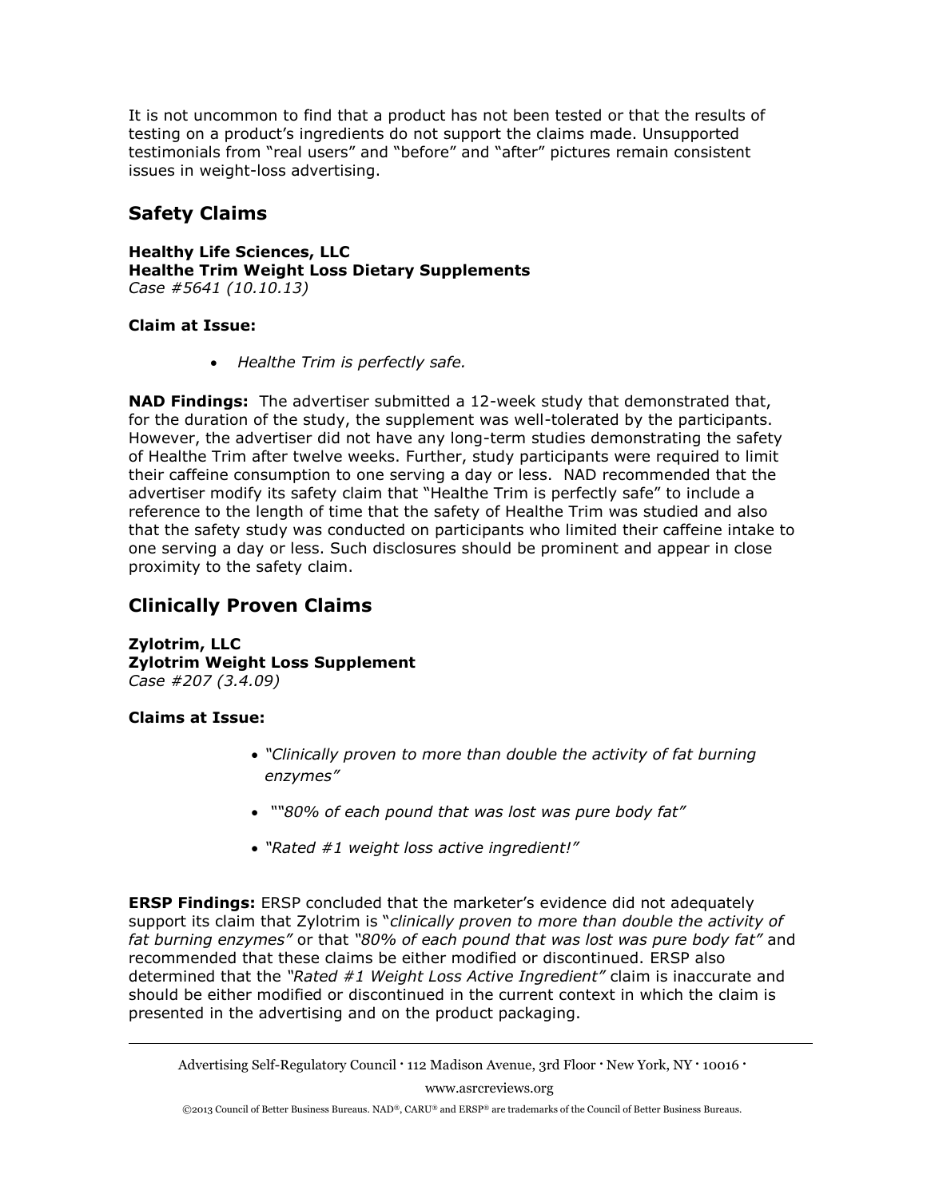It is not uncommon to find that a product has not been tested or that the results of testing on a product's ingredients do not support the claims made. Unsupported testimonials from "real users" and "before" and "after" pictures remain consistent issues in weight-loss advertising.

## Safety Claims

**Healthy Life Sciences, LLC**
**Healthe Trim Weight Loss Dietary Supplements**
*Case #5641 (10.10.13)*

**Claim at Issue:**

- *Healthe Trim is perfectly safe.*

**NAD Findings:** The advertiser submitted a 12-week study that demonstrated that, for the duration of the study, the supplement was well-tolerated by the participants. However, the advertiser did not have any long-term studies demonstrating the safety of Healthe Trim after twelve weeks. Further, study participants were required to limit their caffeine consumption to one serving a day or less. NAD recommended that the advertiser modify its safety claim that "Healthe Trim is perfectly safe" to include a reference to the length of time that the safety of Healthe Trim was studied and also that the safety study was conducted on participants who limited their caffeine intake to one serving a day or less. Such disclosures should be prominent and appear in close proximity to the safety claim.

## Clinically Proven Claims

**Zylotrim, LLC**
**Zylotrim Weight Loss Supplement**
*Case #207 (3.4.09)*

**Claims at Issue:**

- *"Clinically proven to more than double the activity of fat burning enzymes"*
- *""80% of each pound that was lost was pure body fat"*
- *"Rated #1 weight loss active ingredient!"*

**ERSP Findings:** ERSP concluded that the marketer's evidence did not adequately support its claim that Zylotrim is "*clinically proven to more than double the activity of fat burning enzymes"* or that *"80% of each pound that was lost was pure body fat"* and recommended that these claims be either modified or discontinued. ERSP also determined that the *"Rated #1 Weight Loss Active Ingredient"* claim is inaccurate and should be either modified or discontinued in the current context in which the claim is presented in the advertising and on the product packaging.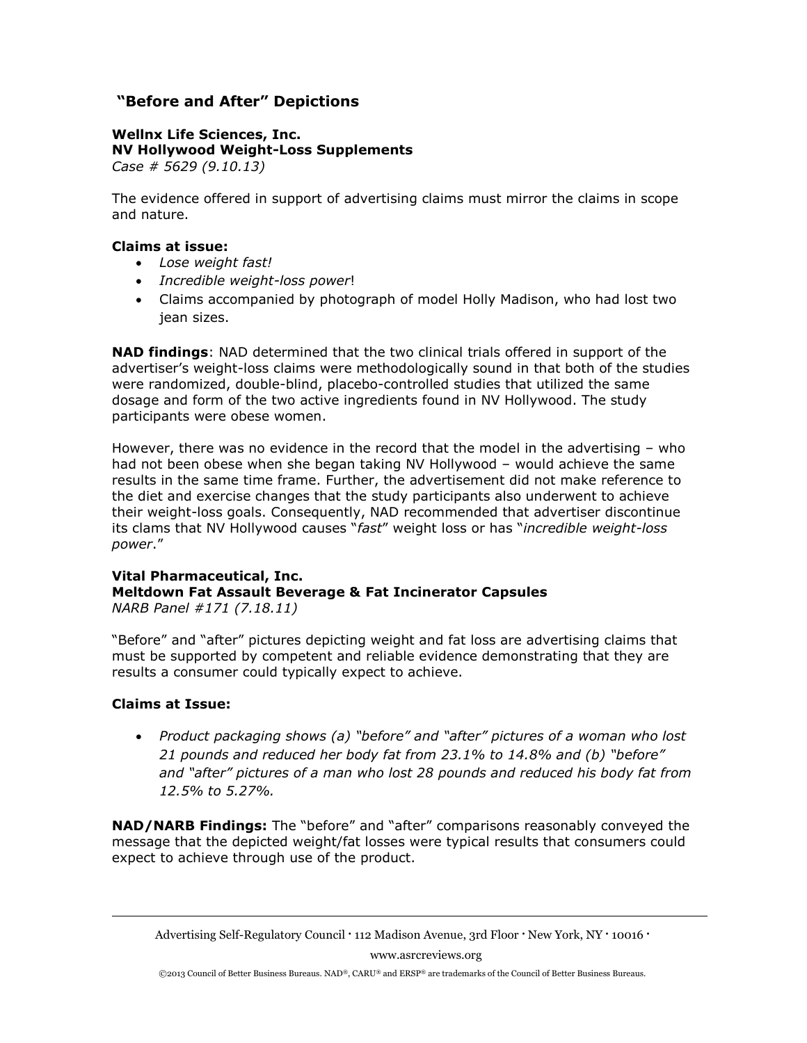## "Before and After" Depictions

**Wellnx Life Sciences, Inc.**
**NV Hollywood Weight-Loss Supplements**
*Case # 5629 (9.10.13)*

The evidence offered in support of advertising claims must mirror the claims in scope and nature.

**Claims at issue:**

- *Lose weight fast!*
- *Incredible weight-loss power*!
- Claims accompanied by photograph of model Holly Madison, who had lost two jean sizes.

**NAD findings**: NAD determined that the two clinical trials offered in support of the advertiser's weight-loss claims were methodologically sound in that both of the studies were randomized, double-blind, placebo-controlled studies that utilized the same dosage and form of the two active ingredients found in NV Hollywood. The study participants were obese women.

However, there was no evidence in the record that the model in the advertising – who had not been obese when she began taking NV Hollywood – would achieve the same results in the same time frame. Further, the advertisement did not make reference to the diet and exercise changes that the study participants also underwent to achieve their weight-loss goals. Consequently, NAD recommended that advertiser discontinue its clams that NV Hollywood causes "*fast*" weight loss or has "*incredible weight-loss power*."

**Vital Pharmaceutical, Inc.**
**Meltdown Fat Assault Beverage & Fat Incinerator Capsules**
*NARB Panel #171 (7.18.11)*

"Before" and "after" pictures depicting weight and fat loss are advertising claims that must be supported by competent and reliable evidence demonstrating that they are results a consumer could typically expect to achieve.

**Claims at Issue:**

- *Product packaging shows (a) "before" and "after" pictures of a woman who lost 21 pounds and reduced her body fat from 23.1% to 14.8% and (b) "before" and "after" pictures of a man who lost 28 pounds and reduced his body fat from 12.5% to 5.27%.*

**NAD/NARB Findings:** The "before" and "after" comparisons reasonably conveyed the message that the depicted weight/fat losses were typical results that consumers could expect to achieve through use of the product.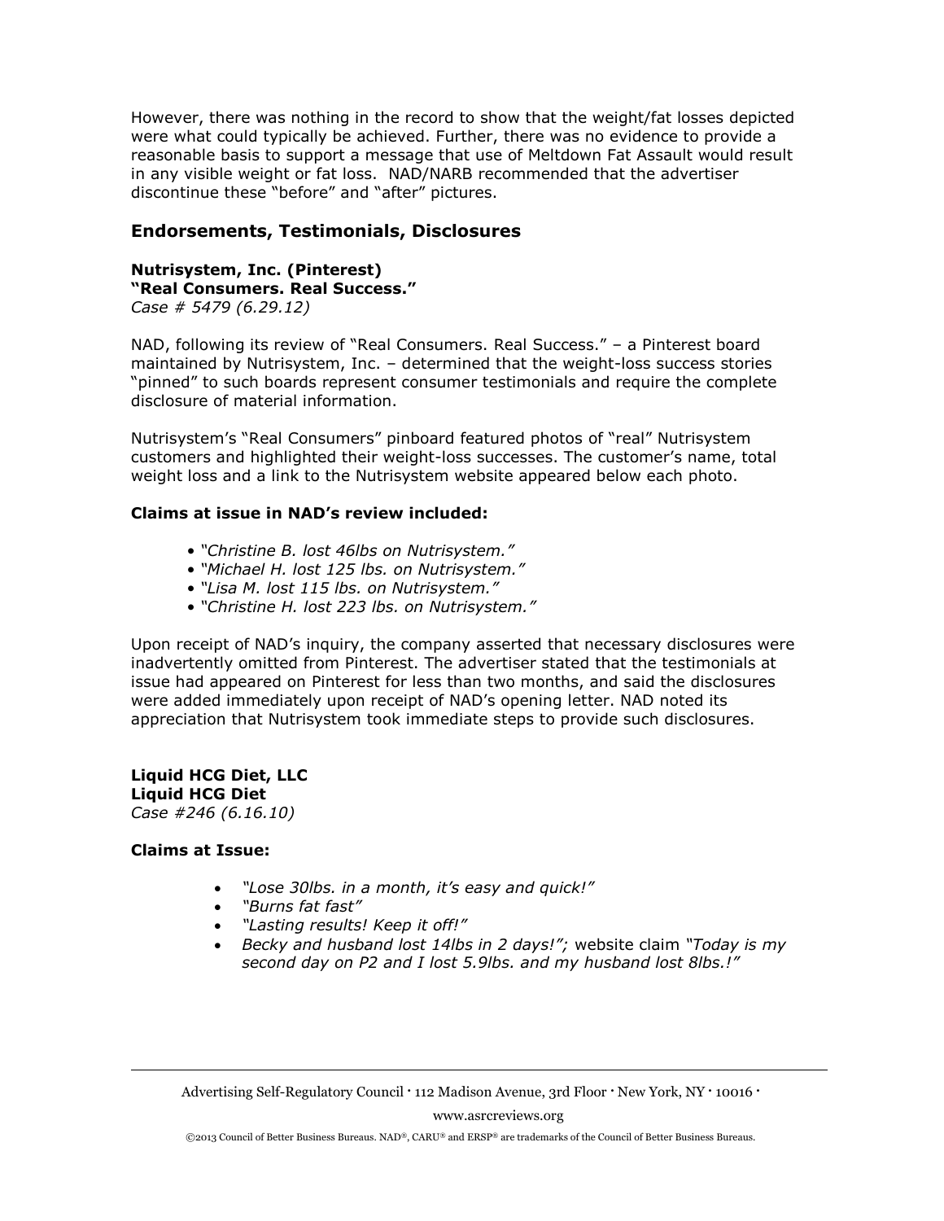However, there was nothing in the record to show that the weight/fat losses depicted were what could typically be achieved. Further, there was no evidence to provide a reasonable basis to support a message that use of Meltdown Fat Assault would result in any visible weight or fat loss. NAD/NARB recommended that the advertiser discontinue these "before" and "after" pictures.

## Endorsements, Testimonials, Disclosures

**Nutrisystem, Inc. (Pinterest)**
**"Real Consumers. Real Success."**
*Case # 5479 (6.29.12)*

NAD, following its review of "Real Consumers. Real Success." – a Pinterest board maintained by Nutrisystem, Inc. – determined that the weight-loss success stories "pinned" to such boards represent consumer testimonials and require the complete disclosure of material information.

Nutrisystem's "Real Consumers" pinboard featured photos of "real" Nutrisystem customers and highlighted their weight-loss successes. The customer's name, total weight loss and a link to the Nutrisystem website appeared below each photo.

**Claims at issue in NAD's review included:**

- *"Christine B. lost 46lbs on Nutrisystem."*
- *"Michael H. lost 125 lbs. on Nutrisystem."*
- *"Lisa M. lost 115 lbs. on Nutrisystem."*
- *"Christine H. lost 223 lbs. on Nutrisystem."*

Upon receipt of NAD's inquiry, the company asserted that necessary disclosures were inadvertently omitted from Pinterest. The advertiser stated that the testimonials at issue had appeared on Pinterest for less than two months, and said the disclosures were added immediately upon receipt of NAD's opening letter. NAD noted its appreciation that Nutrisystem took immediate steps to provide such disclosures.

**Liquid HCG Diet, LLC**
**Liquid HCG Diet**
*Case #246 (6.16.10)*

**Claims at Issue:**

- *"Lose 30lbs. in a month, it's easy and quick!"*
- *"Burns fat fast"*
- *"Lasting results! Keep it off!"*
- *Becky and husband lost 14lbs in 2 days!";* website claim *"Today is my second day on P2 and I lost 5.9lbs. and my husband lost 8lbs.!"*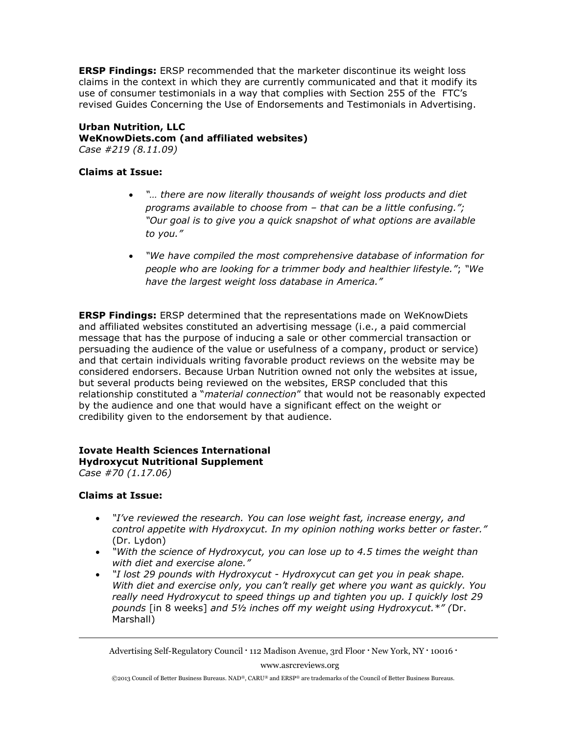**ERSP Findings:** ERSP recommended that the marketer discontinue its weight loss claims in the context in which they are currently communicated and that it modify its use of consumer testimonials in a way that complies with Section 255 of the FTC's revised Guides Concerning the Use of Endorsements and Testimonials in Advertising.

**Urban Nutrition, LLC**
**WeKnowDiets.com (and affiliated websites)**
*Case #219 (8.11.09)*

**Claims at Issue:**

- *"… there are now literally thousands of weight loss products and diet programs available to choose from – that can be a little confusing."; "Our goal is to give you a quick snapshot of what options are available to you."*
- *"We have compiled the most comprehensive database of information for people who are looking for a trimmer body and healthier lifestyle."*; *"We have the largest weight loss database in America."*

**ERSP Findings:** ERSP determined that the representations made on WeKnowDiets and affiliated websites constituted an advertising message (i.e., a paid commercial message that has the purpose of inducing a sale or other commercial transaction or persuading the audience of the value or usefulness of a company, product or service) and that certain individuals writing favorable product reviews on the website may be considered endorsers. Because Urban Nutrition owned not only the websites at issue, but several products being reviewed on the websites, ERSP concluded that this relationship constituted a "*material connection*" that would not be reasonably expected by the audience and one that would have a significant effect on the weight or credibility given to the endorsement by that audience.

**Iovate Health Sciences International**
**Hydroxycut Nutritional Supplement**
*Case #70 (1.17.06)*

**Claims at Issue:**

- *"I've reviewed the research. You can lose weight fast, increase energy, and control appetite with Hydroxycut. In my opinion nothing works better or faster."* (Dr. Lydon)
- *"With the science of Hydroxycut, you can lose up to 4.5 times the weight than with diet and exercise alone."*
- *"I lost 29 pounds with Hydroxycut - Hydroxycut can get you in peak shape. With diet and exercise only, you can't really get where you want as quickly. You really need Hydroxycut to speed things up and tighten you up. I quickly lost 29 pounds* [in 8 weeks] *and 5½ inches off my weight using Hydroxycut.\*" (*Dr. Marshall)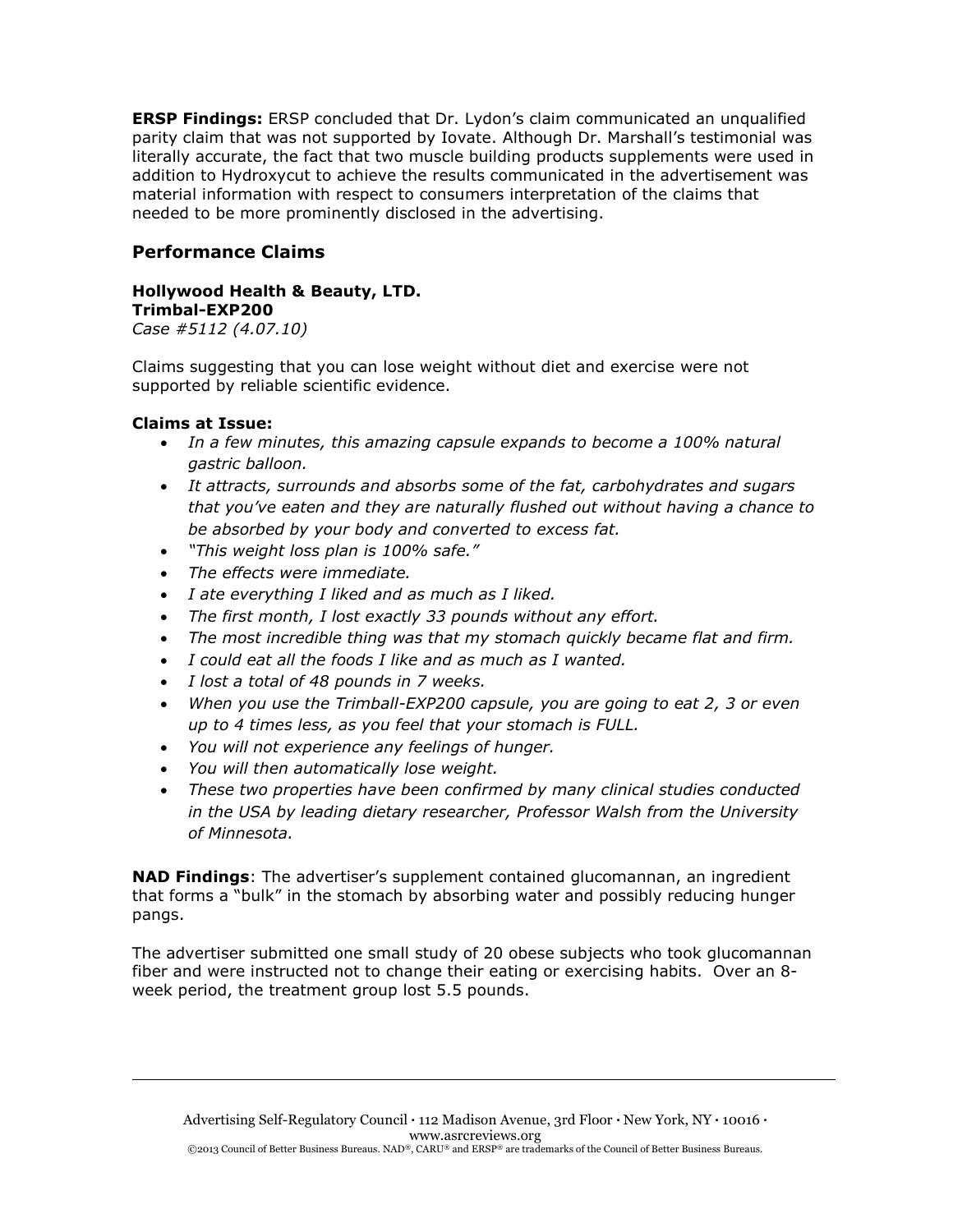**ERSP Findings:** ERSP concluded that Dr. Lydon's claim communicated an unqualified parity claim that was not supported by Iovate. Although Dr. Marshall's testimonial was literally accurate, the fact that two muscle building products supplements were used in addition to Hydroxycut to achieve the results communicated in the advertisement was material information with respect to consumers interpretation of the claims that needed to be more prominently disclosed in the advertising.

## Performance Claims

**Hollywood Health & Beauty, LTD.**
**Trimbal-EXP200**
*Case #5112 (4.07.10)*

Claims suggesting that you can lose weight without diet and exercise were not supported by reliable scientific evidence.

**Claims at Issue:**

- *In a few minutes, this amazing capsule expands to become a 100% natural gastric balloon.*
- *It attracts, surrounds and absorbs some of the fat, carbohydrates and sugars that you've eaten and they are naturally flushed out without having a chance to be absorbed by your body and converted to excess fat.*
- *"This weight loss plan is 100% safe."*
- *The effects were immediate.*
- *I ate everything I liked and as much as I liked.*
- *The first month, I lost exactly 33 pounds without any effort.*
- *The most incredible thing was that my stomach quickly became flat and firm.*
- *I could eat all the foods I like and as much as I wanted.*
- *I lost a total of 48 pounds in 7 weeks.*
- *When you use the Trimball-EXP200 capsule, you are going to eat 2, 3 or even up to 4 times less, as you feel that your stomach is FULL.*
- *You will not experience any feelings of hunger.*
- *You will then automatically lose weight.*
- *These two properties have been confirmed by many clinical studies conducted in the USA by leading dietary researcher, Professor Walsh from the University of Minnesota.*

**NAD Findings**: The advertiser's supplement contained glucomannan, an ingredient that forms a "bulk" in the stomach by absorbing water and possibly reducing hunger pangs.

The advertiser submitted one small study of 20 obese subjects who took glucomannan fiber and were instructed not to change their eating or exercising habits. Over an 8-week period, the treatment group lost 5.5 pounds.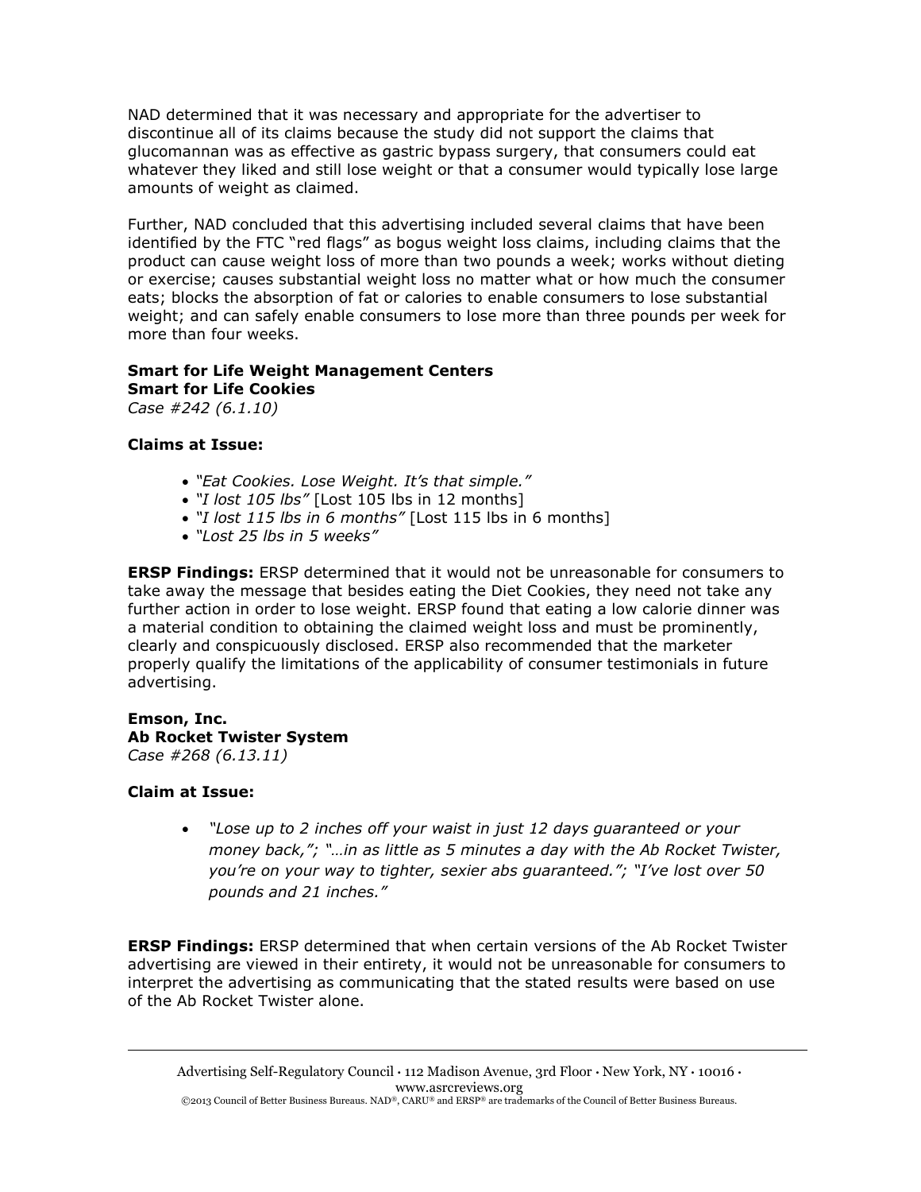NAD determined that it was necessary and appropriate for the advertiser to discontinue all of its claims because the study did not support the claims that glucomannan was as effective as gastric bypass surgery, that consumers could eat whatever they liked and still lose weight or that a consumer would typically lose large amounts of weight as claimed.

Further, NAD concluded that this advertising included several claims that have been identified by the FTC "red flags" as bogus weight loss claims, including claims that the product can cause weight loss of more than two pounds a week; works without dieting or exercise; causes substantial weight loss no matter what or how much the consumer eats; blocks the absorption of fat or calories to enable consumers to lose substantial weight; and can safely enable consumers to lose more than three pounds per week for more than four weeks.

**Smart for Life Weight Management Centers**
**Smart for Life Cookies**
*Case #242 (6.1.10)*

**Claims at Issue:**

- *"Eat Cookies. Lose Weight. It's that simple."*
- *"I lost 105 lbs"* [Lost 105 lbs in 12 months]
- *"I lost 115 lbs in 6 months"* [Lost 115 lbs in 6 months]
- *"Lost 25 lbs in 5 weeks"*

**ERSP Findings:** ERSP determined that it would not be unreasonable for consumers to take away the message that besides eating the Diet Cookies, they need not take any further action in order to lose weight. ERSP found that eating a low calorie dinner was a material condition to obtaining the claimed weight loss and must be prominently, clearly and conspicuously disclosed. ERSP also recommended that the marketer properly qualify the limitations of the applicability of consumer testimonials in future advertising.

**Emson, Inc.**
**Ab Rocket Twister System**
*Case #268 (6.13.11)*

**Claim at Issue:**

- *"Lose up to 2 inches off your waist in just 12 days guaranteed or your money back,"; "…in as little as 5 minutes a day with the Ab Rocket Twister, you're on your way to tighter, sexier abs guaranteed."; "I've lost over 50 pounds and 21 inches."*

**ERSP Findings:** ERSP determined that when certain versions of the Ab Rocket Twister advertising are viewed in their entirety, it would not be unreasonable for consumers to interpret the advertising as communicating that the stated results were based on use of the Ab Rocket Twister alone.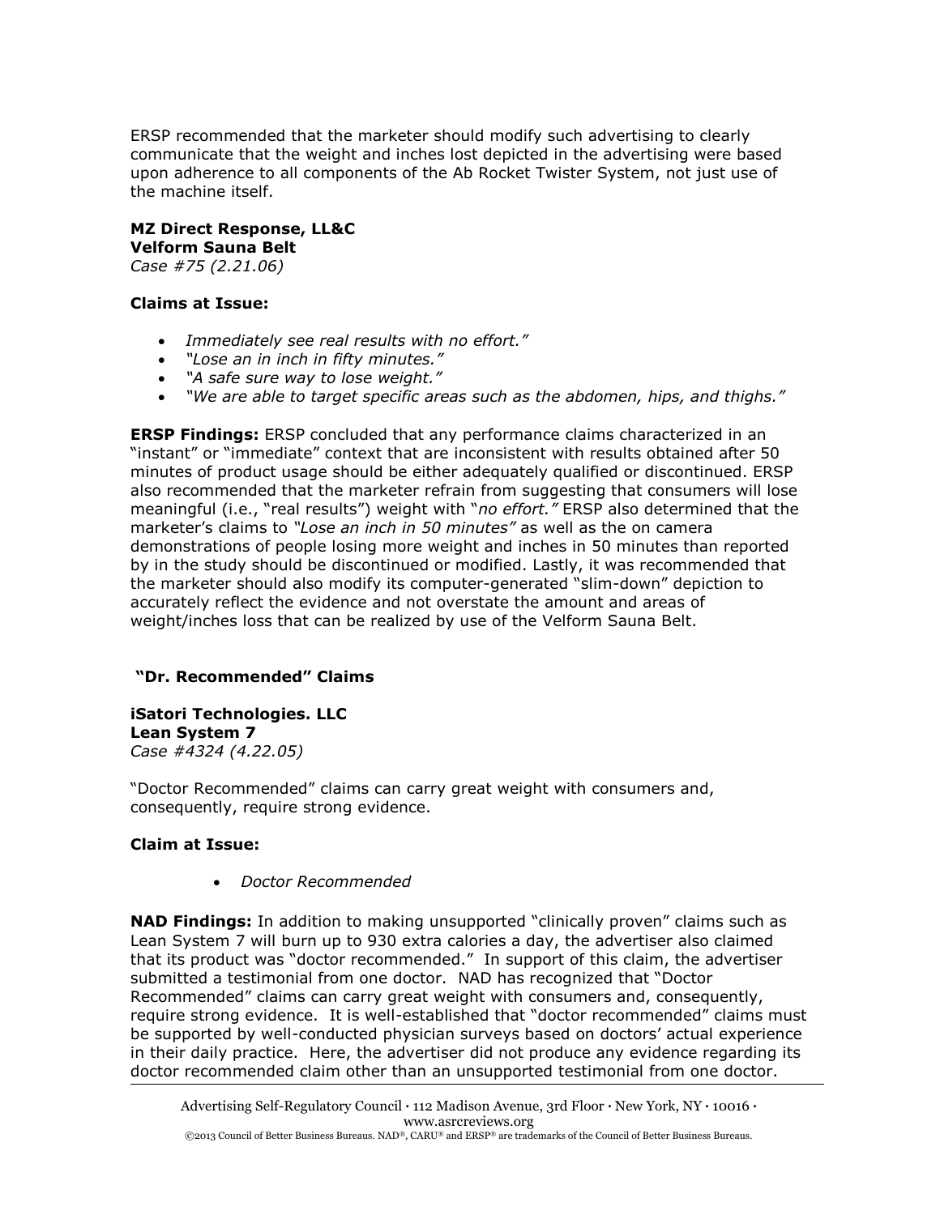ERSP recommended that the marketer should modify such advertising to clearly communicate that the weight and inches lost depicted in the advertising were based upon adherence to all components of the Ab Rocket Twister System, not just use of the machine itself.

**MZ Direct Response, LL&C**
**Velform Sauna Belt**
*Case #75 (2.21.06)*

**Claims at Issue:**

- *Immediately see real results with no effort."*
- *"Lose an in inch in fifty minutes."*
- *"A safe sure way to lose weight."*
- *"We are able to target specific areas such as the abdomen, hips, and thighs."*

**ERSP Findings:** ERSP concluded that any performance claims characterized in an "instant" or "immediate" context that are inconsistent with results obtained after 50 minutes of product usage should be either adequately qualified or discontinued. ERSP also recommended that the marketer refrain from suggesting that consumers will lose meaningful (i.e., "real results") weight with "*no effort."* ERSP also determined that the marketer's claims to *"Lose an inch in 50 minutes"* as well as the on camera demonstrations of people losing more weight and inches in 50 minutes than reported by in the study should be discontinued or modified. Lastly, it was recommended that the marketer should also modify its computer-generated "slim-down" depiction to accurately reflect the evidence and not overstate the amount and areas of weight/inches loss that can be realized by use of the Velform Sauna Belt.

## "Dr. Recommended" Claims

**iSatori Technologies. LLC**
**Lean System 7**
*Case #4324 (4.22.05)*

"Doctor Recommended" claims can carry great weight with consumers and, consequently, require strong evidence.

**Claim at Issue:**

- *Doctor Recommended*

**NAD Findings:** In addition to making unsupported "clinically proven" claims such as Lean System 7 will burn up to 930 extra calories a day, the advertiser also claimed that its product was "doctor recommended." In support of this claim, the advertiser submitted a testimonial from one doctor. NAD has recognized that "Doctor Recommended" claims can carry great weight with consumers and, consequently, require strong evidence. It is well-established that "doctor recommended" claims must be supported by well-conducted physician surveys based on doctors' actual experience in their daily practice. Here, the advertiser did not produce any evidence regarding its doctor recommended claim other than an unsupported testimonial from one doctor.